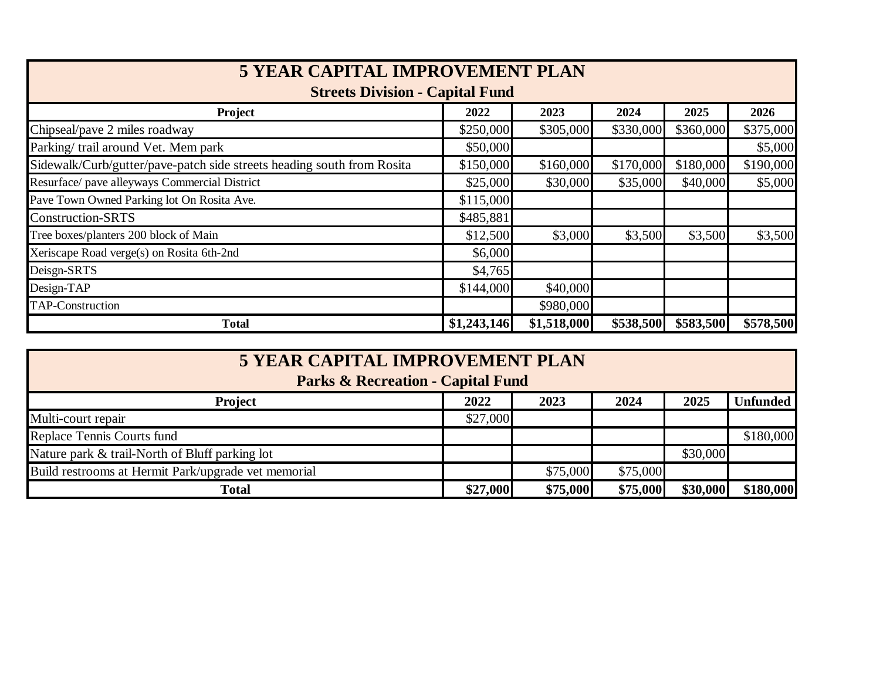# 5 YEAR CAPITAL IMPROVEMENT PLAN

## Streets Division - Capital Fund

| Project | 2022 | 2023 | 2024 | 2025 | 2026 |
|---|---|---|---|---|---|
| Chipseal/pave 2 miles roadway | $250,000 | $305,000 | $330,000 | $360,000 | $375,000 |
| Parking/ trail around Vet. Mem park | $50,000 | | | | $5,000 |
| Sidewalk/Curb/gutter/pave-patch side streets heading south from Rosita | $150,000 | $160,000 | $170,000 | $180,000 | $190,000 |
| Resurface/ pave alleyways Commercial District | $25,000 | $30,000 | $35,000 | $40,000 | $5,000 |
| Pave Town Owned Parking lot On Rosita Ave. | $115,000 | | | | |
| Construction-SRTS | $485,881 | | | | |
| Tree boxes/planters 200 block of Main | $12,500 | $3,000 | $3,500 | $3,500 | $3,500 |
| Xeriscape Road verge(s) on Rosita 6th-2nd | $6,000 | | | | |
| Deisgn-SRTS | $4,765 | | | | |
| Design-TAP | $144,000 | $40,000 | | | |
| TAP-Construction | | $980,000 | | | |
| **Total** | **$1,243,146** | **$1,518,000** | **$538,500** | **$583,500** | **$578,500** |

# 5 YEAR CAPITAL IMPROVEMENT PLAN

## Parks & Recreation - Capital Fund

| Project | 2022 | 2023 | 2024 | 2025 | Unfunded |
|---|---|---|---|---|---|
| Multi-court repair | $27,000 | | | | |
| Replace Tennis Courts fund | | | | | $180,000 |
| Nature park & trail-North of Bluff parking lot | | | | $30,000 | |
| Build restrooms at Hermit Park/upgrade vet memorial | | $75,000 | $75,000 | | |
| **Total** | **$27,000** | **$75,000** | **$75,000** | **$30,000** | **$180,000** |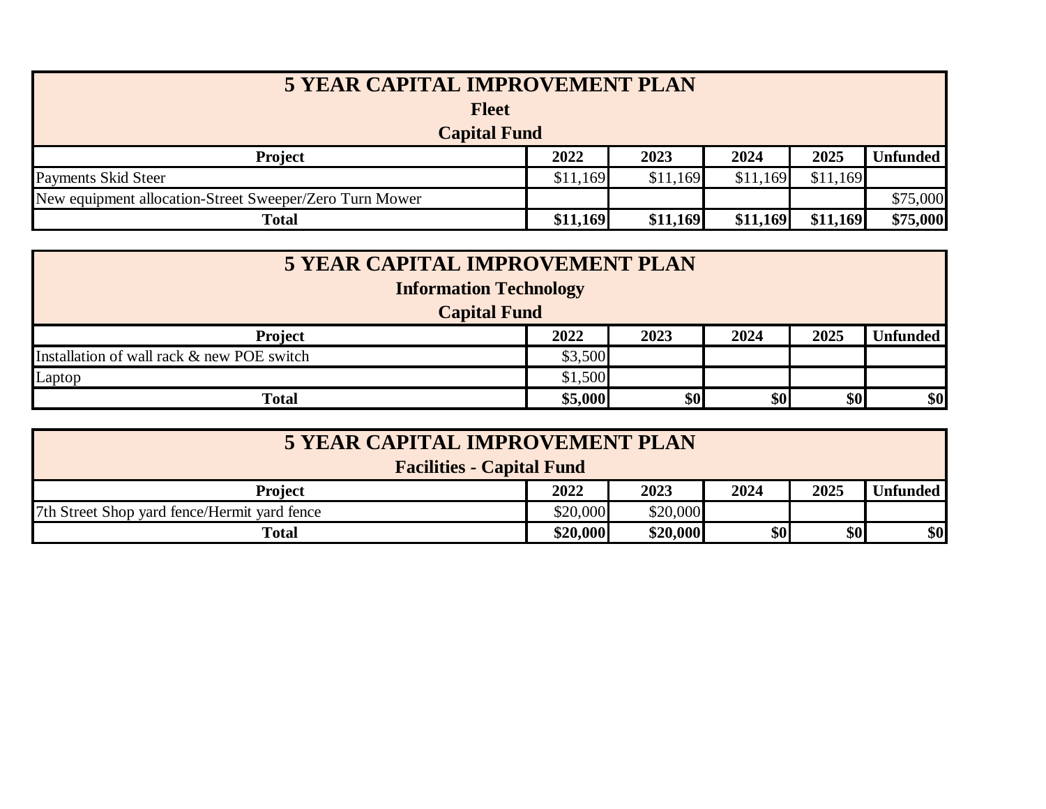## 5 YEAR CAPITAL IMPROVEMENT PLAN
### Fleet
### Capital Fund

| Project | 2022 | 2023 | 2024 | 2025 | Unfunded |
|---|---|---|---|---|---|
| Payments Skid Steer | $11,169 | $11,169 | $11,169 | $11,169 | |
| New equipment allocation-Street Sweeper/Zero Turn Mower | | | | | $75,000 |
| **Total** | **$11,169** | **$11,169** | **$11,169** | **$11,169** | **$75,000** |

## 5 YEAR CAPITAL IMPROVEMENT PLAN
### Information Technology
### Capital Fund

| Project | 2022 | 2023 | 2024 | 2025 | Unfunded |
|---|---|---|---|---|---|
| Installation of wall rack & new POE switch | $3,500 | | | | |
| Laptop | $1,500 | | | | |
| **Total** | **$5,000** | **$0** | **$0** | **$0** | **$0** |

## 5 YEAR CAPITAL IMPROVEMENT PLAN
### Facilities - Capital Fund

| Project | 2022 | 2023 | 2024 | 2025 | Unfunded |
|---|---|---|---|---|---|
| 7th Street Shop yard fence/Hermit yard fence | $20,000 | $20,000 | | | |
| **Total** | **$20,000** | **$20,000** | **$0** | **$0** | **$0** |